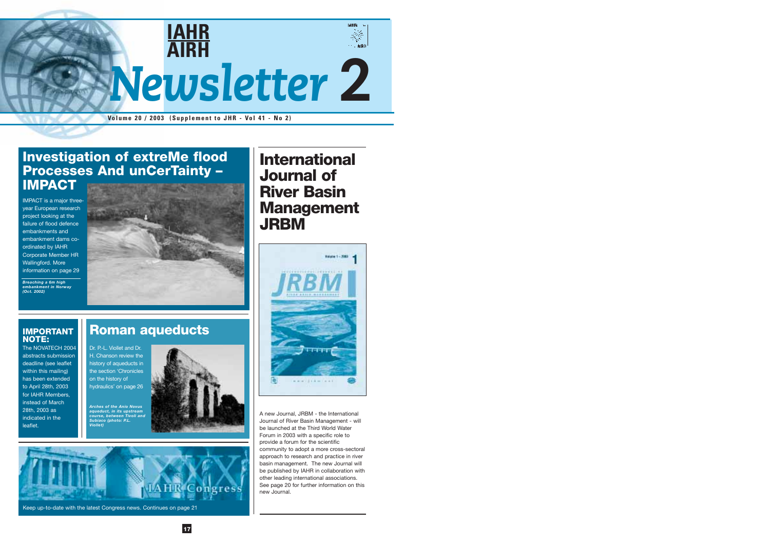# IAHR AIRH Newsletter 2

**Volume 20 / 2003 (Supplement to JHR - Vol 41 - No 2)**

## Investigation of extreMe flood Processes And unCerTainty – IMPACT

IMPACT is a major three-year European research project looking at the failure of flood defence embankments and embankment dams co-ordinated by IAHR Corporate Member HR Wallingford. More information on page 29

*Breaching a 6m high embankment in Norway (Oct. 2002)*

## IMPORTANT NOTE:

The NOVATECH 2004 abstracts submission deadline (see leaflet within this mailing) has been extended to April 28th, 2003 for IAHR Members, instead of March 28th, 2003 as indicated in the leaflet.

## Roman aqueducts

Dr. P.-L. Viollet and Dr. H. Chanson review the history of aqueducts in the section 'Chronicles on the history of hydraulics' on page 26

*Arches of the Anio Novus aqueduct, in its upstream course, between Tivoli and Subiaco (photo: P.L. Viollet)*

## XXX IAHR Congress

Keep up-to-date with the latest Congress news. Continues on page 21

## International Journal of River Basin Management JRBM

A new Journal, JRBM - the International Journal of River Basin Management - will be launched at the Third World Water Forum in 2003 with a specific role to provide a forum for the scientific community to adopt a more cross-sectoral approach to research and practice in river basin management. The new Journal will be published by IAHR in collaboration with other leading international associations. See page 20 for further information on this new Journal.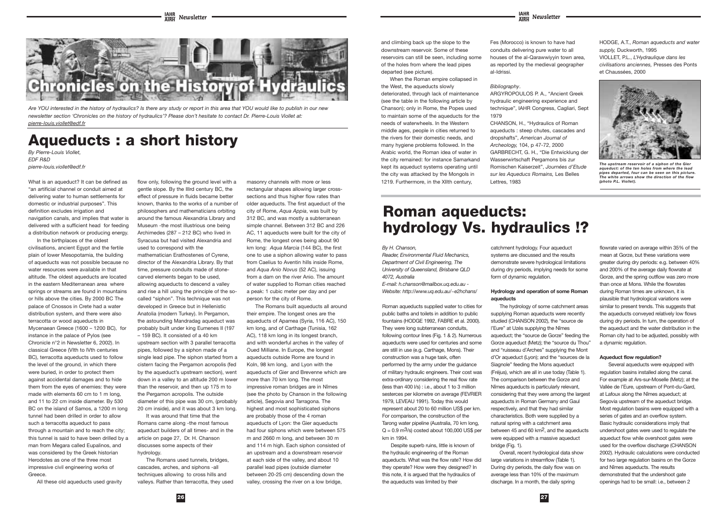# Chronicles on the History of Hydraulics

*Are YOU interested in the history of hydraulics? Is there any study or report in this area that YOU would like to publish in our new newsletter section 'Chronicles on the history of hydraulics'? Please don't hesitate to contact Dr. Pierre-Louis Viollet at: pierre-louis.viollet@edf.fr*

## Aqueducts : a short history

*By Pierre-Louis Viollet,*
*EDF R&D*
*pierre-louis.viollet@edf.fr*

What is an aqueduct? It can be defined as "an artificial channel or conduit aimed at delivering water to human settlements for domestic or industrial purposes". This definition excludes irrigation and navigation canals, and implies that water is delivered with a sufficient head for feeding a distribution network or producing energy.

In the birthplaces of the oldest civilisations, ancient Egypt and the fertile plain of lower Mesopotamia, the building of aqueducts was not possible because no water resources were available in that altitude. The oldest aqueducts are located in the eastern Mediterranean area where springs or streams are found in mountains or hills above the cities. By 2000 BC The palace of Cnossos in Crete had a water distribution system, and there were also terracotta or wood aqueducts in Mycenaean Greece (1600 – 1200 BC), for instance in the palace of Pylos (see Chronicle n°2 in Newsletter 6, 2002). In classical Greece (VIth to IVth centuries BC), terracotta aqueducts used to follow the level of the ground, in which there were buried, in order to protect them against accidental damages and to hide them from the eyes of enemies: they were made with elements 60 cm to 1 m long, and 11 to 22 cm inside diameter. By 530 BC on the island of Samos, a 1200 m long tunnel had been drilled in order to allow such a terracotta aqueduct to pass through a mountain and to reach the city; this tunnel is said to have been drilled by a man from Megara called Eupalinos, and was considered by the Greek historian Herodotes as one of the three most impressive civil engineering works of Greece.

All these old aqueducts used gravity flow only, following the ground level with a gentle slope. By the IIIrd century BC, the effect of pressure in fluids became better known, thanks to the works of a number of philosophers and mathematicians orbiting around the famous Alexandria Library and Museum -the most illustrious one being Archimedes (287 – 212 BC) who lived in Syracusa but had visited Alexandria and used to correspond with the mathematician Erathostenes of Cyrene, director of the Alexandria Library. By that time, pressure conduits made of stone-carved elements began to be used, allowing aqueducts to descend a valley and rise a hill using the principle of the so-called "siphon". This technique was not developed in Greece but in Hellenistic Anatolia (modern Turkey). In Pergamon, the astounding Mandradag aqueduct was probably built under king Eumenes II (197 – 159 BC). It consisted of a 40 km upstream section with 3 parallel terracotta pipes, followed by a siphon made of a single lead pipe. The siphon started from a cistern facing the Pergamon acropolis (fed by the aqueduct's upstream section), went down in a valley to an altitude 200 m lower than the reservoir, and then up 175 m to the Pergamon acropolis. The outside diameter of this pipe was 30 cm, (probably 20 cm inside), and it was about 3 km long.

It was around that time that the Romans came along -the most famous aqueduct builders of all times- and in the article on page 27, Dr. H. Chanson discusses some aspects of their hydrology.

The Romans used tunnels, bridges, cascades, arches, and siphons -all techniques allowing to cross hills and valleys. Rather than terracotta, they used masonry channels with more or less rectangular shapes allowing larger cross-sections and thus higher flow rates than older aqueducts. The first aqueduct of the city of Rome, *Aqua Appia*, was built by 312 BC, and was mostly a subterranean simple channel. Between 312 BC and 226 AC, 11 aqueducts were built for the city of Rome, the longest ones being about 90 km long: *Aqua Marcia* (144 BC), the first one to use a siphon allowing water to pass from Caelius to Aventin hills inside Rome, and *Aqua Anio Novus* (52 AC), issuing from a dam on the river Anio. The amount of water supplied to Roman cities reached a peak: 1 cubic meter per day and per person for the city of Rome.

The Romans built aqueducts all around their empire. The longest ones are the aqueducts of Apamea (Syria, 116 AC), 150 km long, and of Carthage (Tunisia, 162 AC), 118 km long in its longest branch, and with wonderful arches in the valley of Oued Milliane. In Europe, the longest aqueducts outside Rome are found in Koln, 98 km long, and Lyon with the aqueducts of Gier and Brevenne which are more than 70 km long. The most impressive roman bridges are in Nîmes (see the photo by Chanson in the following article), Segovia and Tarragona. The highest and most sophisticated siphons are probably those of the 4 roman aqueducts of Lyon: the Gier aqueducts had four siphons which were between 575 m and 2660 m long, and between 30 m and 114 m high. Each siphon consisted of an upstream and a downstream reservoir at each side of the valley, and about 10 parallel lead pipes (outside diameter between 20-25 cm) descending down the valley, crossing the river on a low bridge, and climbing back up the slope to the downstream reservoir. Some of these reservoirs can still be seen, including some of the holes from where the lead pipes departed (see picture).

When the Roman empire collapsed in the West, the aqueducts slowly deteriorated, through lack of maintenance (see the table in the following article by Chanson); only in Rome, the Popes used to maintain some of the aqueducts for the needs of waterwheels. In the Western middle ages, people in cities returned to the rivers for their domestic needs, and many hygiene problems followed. In the Arabic world, the Roman idea of water in the city remained: for instance Samarkand kept its aqueduct systems operating until the city was attacked by the Mongols in 1219. Furthermore, in the XIIth century, Fes (Morocco) is known to have had conduits delivering pure water to all houses of the al-Qarawwiyyin town area, as reported by the medieval geographer al-Idrissi.

*Bibliography*.

ARGYROPOULOS P. A., "Ancient Greek hydraulic engineering experience and technique", IAHR Congress, Cagliari, Sept 1979

CHANSON, H., "Hydraulics of Roman aqueducts : steep chutes, cascades and dropshafts", *American Journal of Archeology,* 104, p 47-72, 2000

GARBRECHT, G. H., "Die Entwicklung der Wasserwirtschaft Pergamons bis zur Romischen Kaiserzeit", *Journées d'Etude sur les Aqueducs Romains,* Les Belles Lettres, 1983

HODGE, A.T., *Roman aqueducts and water supply,* Duckworth, 1995

VIOLLET, P.L., *L'Hydraulique dans les civilisations anciennes,* Presses des Ponts et Chaussées, 2000

*The upstream reservoir of a siphon of the Gier aqueduct: of the ten holes from where the lead pipes departed, four can be seen on this picture. The white arrows show the direction of the flow (photo P.L. Viollet).*

## Roman aqueducts: hydrology Vs. hydraulics !?

*By H. Chanson,*
*Reader, Environmental Fluid Mechanics, Department of Civil Engineering, The University of Queensland, Brisbane QLD 4072, Australia*
*E-mail: h.chanson@mailbox.uq.edu.au - Website: http://www.uq.edu.au/~e2hchans/*

Roman aqueducts supplied water to cities for public baths and toilets in addition to public fountains (HODGE 1992, FABRE et al. 2000). They were long subterranean conduits, following contour lines (Fig. 1 & 2). Numerous aqueducts were used for centuries and some are still in use (e.g. Carthage, Mons). Their construction was a huge task, often performed by the army under the guidance of military hydraulic engineers. Their cost was extra-ordinary considering the real flow rate (less than 400 l/s) : i.e., about 1 to 3 million sesterces per kilometre on average (FEVRIER 1979, LEVEAU 1991). Today this would represent about 20 to 60 million US$ per km. For comparison, the construction of the Tarong water pipeline (Australia, 70 km long, $Q = 0.9$ $m^3/s$) costed about 100,000 US$ per km in 1994.

Despite superb ruins, little is known of the hydraulic engineering of the Roman aqueducts. What was the flow rate? How did they operate? How were they designed? In this note, it is argued that the hydraulics of the aqueducts was limited by their catchment hydrology. Four aqueduct systems are discussed and the results demonstrate severe hydrological limitations during dry periods, implying needs for some form of dynamic regulation.

### Hydrology and operation of some Roman aqueducts

The hydrology of some catchment areas supplying Roman aqueducts were recently studied (CHANSON 2002), the "source de l'Eure" at Uzés supplying the Nîmes aqueduct; the "source de Gorze" feeding the Gorze aqueduct (Metz); the "source du Thou" and "ruisseau d'Arches" supplying the Mont d'Or aqueduct (Lyon); and the "sources de la Siagnole" feeding the Mons aqueduct (Fréjus), which are all in use today (Table 1). The comparison between the Gorze and Nîmes aqueducts is particularly relevant, considering that they were among the largest aqueducts in Roman Germany and Gaul respectively, and that they had similar characteristics. Both were supplied by a natural spring with a catchment area between 45 and 60 $km^2$, and the aqueducts were equipped with a massive aqueduct bridge (Fig. 1).

Overall, recent hydrological data show large variations in streamflow (Table 1). During dry periods, the daily flow was on average less than 10% of the maximum discharge. In a month, the daily spring flowrate varied on average within 35% of the mean at Gorze, but these variations were greater during dry periods: e.g. between 40% and 200% of the average daily flowrate at Gorze, and the spring outflow was zero more than once at Mons. While the flowrates during Roman times are unknown, it is plausible that hydrological variations were similar to present trends. This suggests that the aqueducts conveyed relatively low flows during dry periods. In turn, the operation of the aqueduct and the water distribution in the Roman city had to be adjusted, possibly with a dynamic regulation.

### Aqueduct flow regulation?

Several aqueducts were equipped with regulation basins installed along the canal. For example at Ars-sur-Moselle (Metz); at the Vallée de l'Eure, upstream of Pont-du-Gard, at Lafoux along the Nîmes aqueduct; at Segovia upstream of the aqueduct bridge. Most regulation basins were equipped with a series of gates and an overflow system. Basic hydraulic considerations imply that undershoot gates were used to regulate the aqueduct flow while overshoot gates were used for the overflow discharge (CHANSON 2002). Hydraulic calculations were conducted for two large regulation basins on the Gorze and Nîmes aqueducts. The results demonstrated that the undershoot gate openings had to be small: i.e., between 2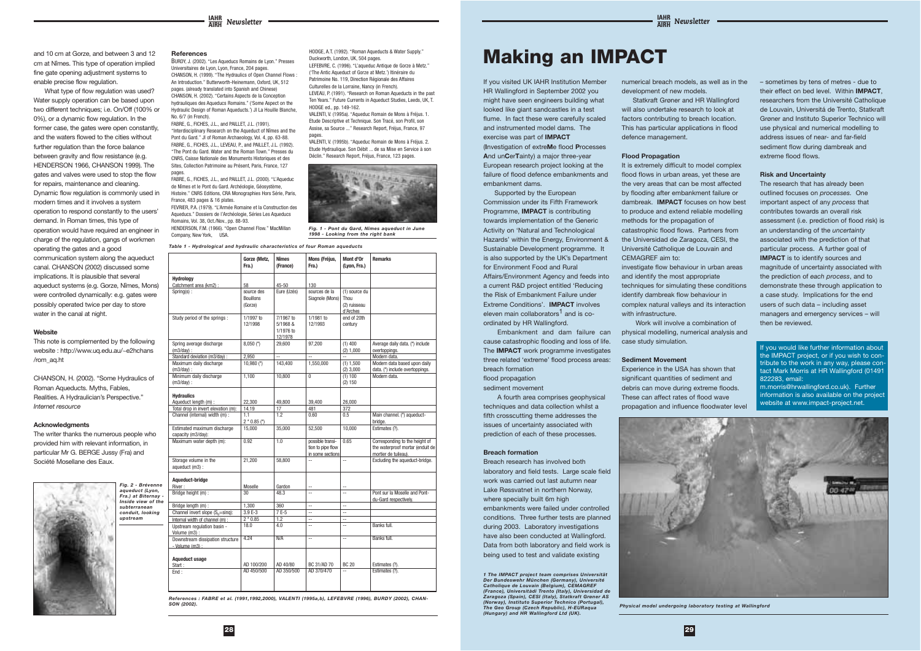and 10 cm at Gorze, and between 3 and 12 cm at Nîmes. This type of operation implied fine gate opening adjustment systems to enable precise flow regulation.

What type of flow regulation was used? Water supply operation can be based upon two different techniques; i.e. On/Off (100% or 0%), or a dynamic flow regulation. In the former case, the gates were open constantly, and the waters flowed to the cities without further regulation than the force balance between gravity and flow resistance (e.g. HENDERSON 1966, CHANSON 1999). The gates and valves were used to stop the flow for repairs, maintenance and cleaning. Dynamic flow regulation is commonly used in modern times and it involves a system operation to respond constantly to the users' demand. In Roman times, this type of operation would have required an engineer in charge of the regulation, gangs of workmen operating the gates and a good communication system along the aqueduct canal. CHANSON (2002) discussed some implications. It is plausible that several aqueduct systems (e.g. Gorze, Nîmes, Mons) were controlled dynamically: e.g. gates were possibly operated twice per day to store water in the canal at night.

#### Website

This note is complemented by the following website : http://www.uq.edu.au/~e2hchans /rom_aq.ht

CHANSON, H. (2002). "Some Hydraulics of Roman Aqueducts. Myths, Fables, Realities. A Hydraulician's Perspective." *Internet resource*

#### Acknowledgments

The writer thanks the numerous people who provided him with relevant information, in particular Mr G. BERGE Jussy (Fra) and Société Mosellane des Eaux.

*Fig. 2 - Brévenne aqueduct (Lyon, Fra.) at Biternay - Inside view of the subterranean conduit, looking upstream*

#### References

BURDY, J. (2002). "Les Aqueducs Romains de Lyon." Presses Universitaires de Lyon, Lyon, France, 204 pages.
CHANSON, H. (1999). "The Hydraulics of Open Channel Flows : An Introduction." Butterworth-Heinemann, Oxford, UK, 512 pages. (already translated into Spanish and Chinese)
CHANSON, H. (2002). "Certains Aspects de la Conception hydrauliques des Aqueducs Romains." ('Some Aspect on the Hydraulic Design of Roman Aqueducts.') Jl La Houille Blanche, No. 6/7 (in French).
FABRE, G., FICHES, J.L., and PAILLET, J.L. (1991). "Interdisciplinary Research on the Aqueduct of Nîmes and the Pont du Gard." Jl of Roman Archaeology, Vol. 4, pp. 63-88.
FABRE, G., FICHES, J.L., LEVEAU, P., and PAILLET, J.L. (1992). "The Pont du Gard. Water and the Roman Town." Presses du CNRS, Caisse Nationale des Monuments Historiques et des Sites, Collection Patrimoine au Présent, Paris, France, 127 pages.
FABRE, G., FICHES, J.L., and PAILLET, J.L. (2000). "L'Aqueduc de Nîmes et le Pont du Gard. Archéologie, Géosystème, Histoire." CNRS Editions, CRA Monographies Hors Série, Paris, France, 483 pages & 16 plates.
FEVRIER, P.A. (1979). "L'Armée Romaine et la Construction des Aqueducs." Dossiers de l'Archéologie, Séries Les Aqueducs Romains, Vol. 38, Oct./Nov., pp. 88-93.
HENDERSON, F.M. (1966). "Open Channel Flow." MacMillan Company, New York, USA.
HODGE, A.T. (1992). "Roman Aqueducts & Water Supply." Duckworth, London, UK, 504 pages.
LEFEBVRE, C. (1996). "L'aqueduc Antique de Gorze à Metz." ('The Antic Aqueduct of Gorze at Metz.') Itinéraire du Patrimoine No. 119, Direction Régionale des Affaires Culturelles de la Lorraine, Nancy (in French).
LEVEAU, P. (1991). "Research on Roman Aqueducts in the past Ten Years." Future Currents in Aqueduct Studies, Leeds, UK, T. HODGE ed., pp. 149-162.
VALENTI, V. (1995a). "Aqueduc Romain de Mons à Fréjus. 1. Etude Descriptive et Technique. Son Tracé, son Profil, son Assise, sa Source ..." Research Report, Fréjus, France, 97 pages.
VALENTI, V. (1995b). "Aqueduc Romain de Mons à Fréjus. 2. Etude Hydraulique. Son Débit ... de sa Mise en Service à son Déclin." Research Report, Fréjus, France, 123 pages.

*Fig. 1 - Pont du Gard, Nimes aqueduct in June 1998 - Looking from the right bank*

*Table 1 - Hydrological and hydraulic characteristics of four Roman aqueducts*

| | Gorze (Metz, Fra.) | Nimes (France) | Mons (Fréjus, Fra.) | Mont d'Or (Lyon, Fra.) | Remarks |
|---|---|---|---|---|---|
| **Hydrology** | | | | | |
| Catchment area (km2) : | 58 | 45-50 | 130 | | |
| Spring(s) : | source des Bouillons (Gorze) | Eure (Uzès) | sources de la Siagnole (Mons) | (1) source du Thou (2) ruisseau d'Arches | |
| Study period of the springs : | 1/1997 to 12/1998 | 7/1967 to 5/1968 & 1/1976 to 12/1978 | 1/1981 to 12/1993 | end of 20th century | |
| Spring average discharge (m3/day) : | 8,050 (*) | 29,600 | 97,200 | (1) 400 (2) 1,000 | Average daily data. (*) include overtoppings. |
| Standard deviation (m3/day) : | 2,950 | -- | -- | -- | Modern data. |
| Maximum daily discharge (m3/day) : | 10,980 (*) | 143,400 | 1,550,000 | (1) 1,500 (2) 3,000 | Modern data based upon daily data. (*) include overtoppings. |
| Minimum daily discharge (m3/day) : | 1,100 | 10,800 | 0 | (1) 100 (2) 150 | Modern data. |
| **Hydraulics** | | | | | |
| Aqueduct length (m) : | 22,300 | 49,800 | 39,400 | 26,000 | |
| Total drop in invert elevation (m): | 14.19 | 17 | 481 | 372 | |
| Channel (internal) width (m) : | 1.1<br>2 * 0.85 (*) | 1.2 | 0.60 | 0.5 | Main channel. (*) aqueduct-bridge. |
| Estimated maximum discharge capacity (m3/day): | 15,000 | 35,000 | 52,500 | 10,000 | Estimates (?). |
| Maximum water depth (m): | 0.92 | 1.0 | possible transition to pipe flow in some sections | 0.65 | Corresponding to the height of the waterproof mortar (enduit de mortier de tuileau). |
| Storage volume in the aqueduct (m3) : | 21,200 | 58,800 | -- | -- | Excluding the aqueduct-bridge. |
| **Aqueduct-bridge** | | | | | |
| River : | Moselle | Gardon | -- | -- | |
| Bridge height (m) : | 30 | 48.3 | -- | -- | Pont sur la Moselle and Pont-du-Gard respectively. |
| Bridge length (m) : | 1,300 | 360 | -- | -- | |
| Channel invert slope ($S_o$=sinq): | 3.9 E-3 | 7 E-5 | -- | -- | |
| Internal width of channel (m) : | 2 * 0.85 | 1.2 | -- | -- | |
| Upstream regulation basin - Volume (m3) : | 18.0 | 4.0 | -- | -- | Banks full. |
| Downstream dissipation structure - Volume (m3) : | 4.24 | N/A | -- | -- | Banks full. |
| **Aqueduct usage** | | | | | |
| Start : | AD 100/200 | AD 40/80 | BC 31/AD 70 | BC 20 | Estimates (?). |
| End : | AD 450/500 | AD 350/500 | AD 370/470 | -- | Estimates (?). |

*References : FABRE et al. (1991,1992,2000), VALENTI (1995a,b), LEFEBVRE (1996), BURDY (2002), CHANSON (2002).*

# Making an IMPACT

If you visited UK IAHR Institution Member HR Wallingford in September 2002 you might have seen engineers building what looked like giant sandcastles in a test flume. In fact these were carefully scaled and instrumented model dams. The exercise was part of **IMPACT** (**I**nvestigation of extre**M**e flood **P**rocesses **A**nd un**C**er**T**ainty) a major three-year European research project looking at the failure of flood defence embankments and embankment dams.

Supported by the European Commission under its Fifth Framework Programme, **IMPACT** is contributing towards implementation of the Generic Activity on 'Natural and Technological Hazards' within the Energy, Environment & Sustainable Development programme. It is also supported by the UK's Department for Environment Food and Rural Affairs/Environment Agency and feeds into a current R&D project entitled 'Reducing the Risk of Embankment Failure under Extreme Conditions'. **IMPACT** involves eleven main collaborators[1] and is co-ordinated by HR Wallingford.

Embankment and dam failure can cause catastrophic flooding and loss of life. The **IMPACT** work programme investigates three related 'extreme' flood process areas:
breach formation
flood propagation
sediment movement

A fourth area comprises geophysical techniques and data collection whilst a fifth crosscutting theme addresses the issues of uncertainty associated with prediction of each of these processes.

#### Breach formation

Breach research has involved both laboratory and field tests. Large scale field work was carried out last autumn near Lake Røssvatnet in northern Norway, where specially built 6m high embankments were failed under controlled conditions. Three further tests are planned during 2003. Laboratory investigations have also been conducted at Wallingford. Data from both laboratory and field work is being used to test and validate existing numerical breach models, as well as in the development of new models.

Statkraft Grøner and HR Wallingford will also undertake research to look at factors contributing to breach location. This has particular applications in flood defence management.

#### Flood Propagation

It is extremely difficult to model complex flood flows in urban areas, yet these are the very areas that can be most affected by flooding after embankment failure or dambreak. **IMPACT** focuses on how best to produce and extend reliable modelling methods for the propagation of catastrophic flood flows. Partners from the Universidad de Zaragoza, CESI, the Université Catholique de Louvain and CEMAGREF aim to:
investigate flow behaviour in urban areas and identify the most appropriate techniques for simulating these conditions
identify dambreak flow behaviour in complex natural valleys and its interaction with infrastructure.

Work will involve a combination of physical modelling, numerical analysis and case study simulation.

#### Sediment Movement

Experience in the USA has shown that significant quantities of sediment and debris can move during extreme floods. These can affect rates of flood wave propagation and influence floodwater level – sometimes by tens of metres - due to their effect on bed level. Within **IMPACT**, researchers from the Université Catholique de Louvain, Università de Trento, Statkraft Grøner and Instituto Superior Technico will use physical and numerical modelling to address issues of near- and far-field sediment flow during dambreak and extreme flood flows.

#### Risk and Uncertainty

The research that has already been outlined focuses on *processes*. One important aspect of any *process* that contributes towards an overall risk assessment (i.e. prediction of flood risk) is an understanding of the *uncertainty* associated with the prediction of that particular process. A further goal of **IMPACT** is to identify sources and magnitude of uncertainty associated with the prediction of *each process*, and to demonstrate these through application to a case study. Implications for the end users of such data – including asset managers and emergency services – will then be reviewed.

If you would like further information about the IMPACT project, or if you wish to contribute to the work in any way, please contact Mark Morris at HR Wallingford (01491 822283, email: m.morris@hrwallingford.co.uk). Further information is also available on the project website at www.impact-project.net.

*Physical model undergoing laboratory testing at Wallingford*

*[1] The IMPACT project team comprises Universität Der Bundeswehr München (Germany), Université Catholique de Louvain (Belgium), CEMAGREF (France), Universitàdi Trento (Italy), Universidad de Zaragoza (Spain), CESI (Italy), Statkraft Grøner AS (Norway), Instituto Superior Technico (Portugal), The Geo Group (Czech Republic), H-EURaqua (Hungary) and HR Wallingford Ltd (UK).*